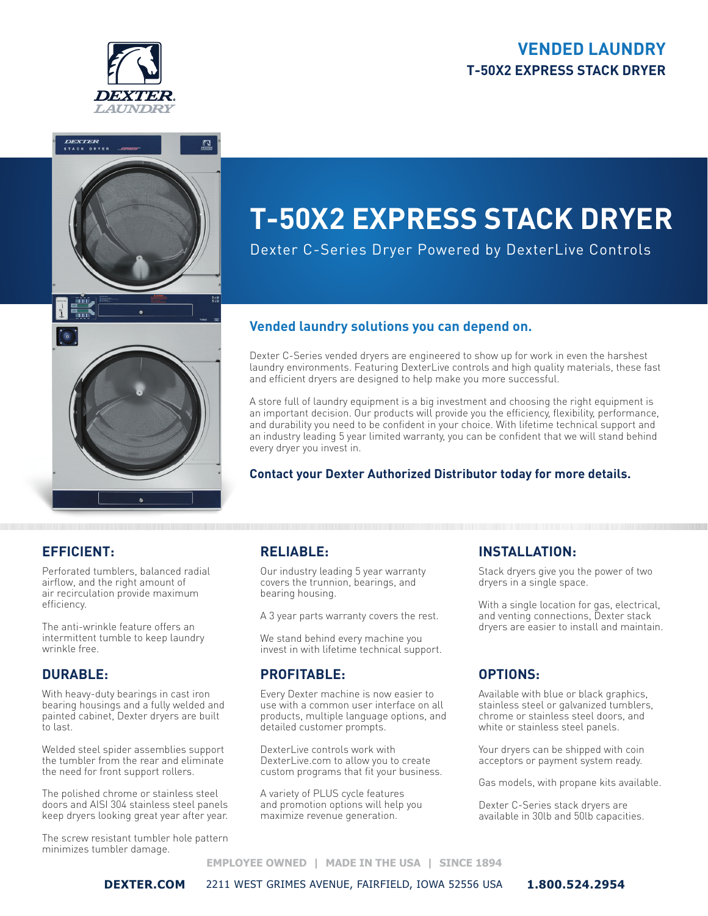**VENDED LAUNDRY**
**T-50X2 EXPRESS STACK DRYER**

# T-50X2 EXPRESS STACK DRYER

Dexter C-Series Dryer Powered by DexterLive Controls

## Vended laundry solutions you can depend on.

Dexter C-Series vended dryers are engineered to show up for work in even the harshest laundry environments. Featuring DexterLive controls and high quality materials, these fast and efficient dryers are designed to help make you more successful.

A store full of laundry equipment is a big investment and choosing the right equipment is an important decision. Our products will provide you the efficiency, flexibility, performance, and durability you need to be confident in your choice. With lifetime technical support and an industry leading 5 year limited warranty, you can be confident that we will stand behind every dryer you invest in.

**Contact your Dexter Authorized Distributor today for more details.**

## EFFICIENT:

Perforated tumblers, balanced radial airflow, and the right amount of air recirculation provide maximum efficiency.

The anti-wrinkle feature offers an intermittent tumble to keep laundry wrinkle free.

## DURABLE:

With heavy-duty bearings in cast iron bearing housings and a fully welded and painted cabinet, Dexter dryers are built to last.

Welded steel spider assemblies support the tumbler from the rear and eliminate the need for front support rollers.

The polished chrome or stainless steel doors and AISI 304 stainless steel panels keep dryers looking great year after year.

The screw resistant tumbler hole pattern minimizes tumbler damage.

## RELIABLE:

Our industry leading 5 year warranty covers the trunnion, bearings, and bearing housing.

A 3 year parts warranty covers the rest.

We stand behind every machine you invest in with lifetime technical support.

## PROFITABLE:

Every Dexter machine is now easier to use with a common user interface on all products, multiple language options, and detailed customer prompts.

DexterLive controls work with DexterLive.com to allow you to create custom programs that fit your business.

A variety of PLUS cycle features and promotion options will help you maximize revenue generation.

## INSTALLATION:

Stack dryers give you the power of two dryers in a single space.

With a single location for gas, electrical, and venting connections, Dexter stack dryers are easier to install and maintain.

## OPTIONS:

Available with blue or black graphics, stainless steel or galvanized tumblers, chrome or stainless steel doors, and white or stainless steel panels.

Your dryers can be shipped with coin acceptors or payment system ready.

Gas models, with propane kits available.

Dexter C-Series stack dryers are available in 30lb and 50lb capacities.

EMPLOYEE OWNED | MADE IN THE USA | SINCE 1894

**DEXTER.COM** 2211 WEST GRIMES AVENUE, FAIRFIELD, IOWA 52556 USA **1.800.524.2954**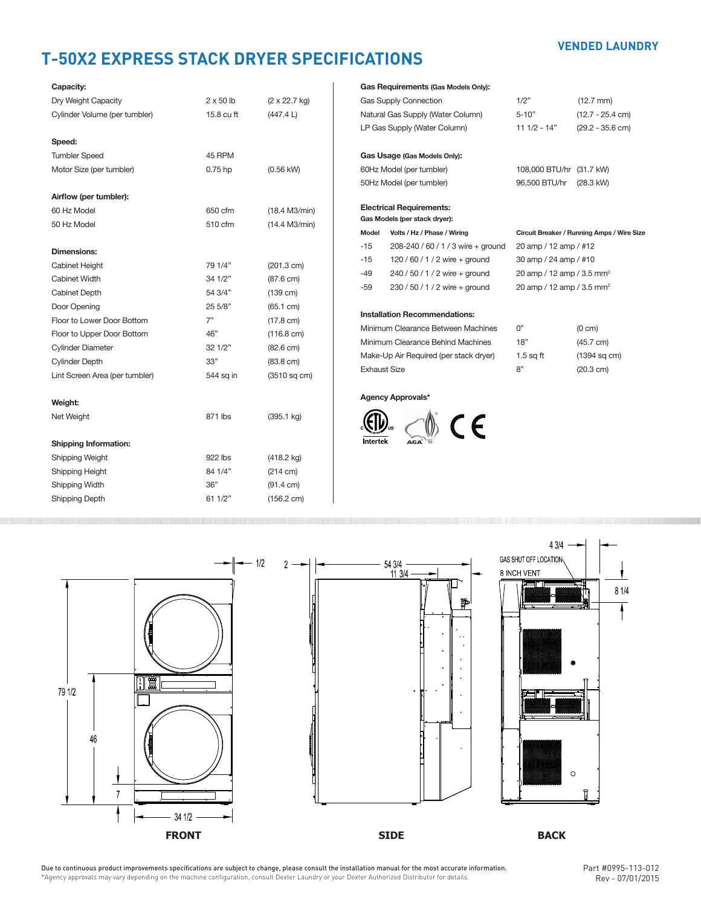VENDED LAUNDRY

# T-50X2 EXPRESS STACK DRYER SPECIFICATIONS

| | | |
|---|---|---|
| **Capacity:** | | |
| Dry Weight Capacity | 2 x 50 lb | (2 x 22.7 kg) |
| Cylinder Volume (per tumbler) | 15.8 cu ft | (447.4 L) |
| **Speed:** | | |
| Tumbler Speed | 45 RPM | |
| Motor Size (per tumbler) | 0.75 hp | (0.56 kW) |
| **Airflow (per tumbler):** | | |
| 60 Hz Model | 650 cfm | (18.4 M3/min) |
| 50 Hz Model | 510 cfm | (14.4 M3/min) |
| **Dimensions:** | | |
| Cabinet Height | 79 1/4" | (201.3 cm) |
| Cabinet Width | 34 1/2" | (87.6 cm) |
| Cabinet Depth | 54 3/4" | (139 cm) |
| Door Opening | 25 5/8" | (65.1 cm) |
| Floor to Lower Door Bottom | 7" | (17.8 cm) |
| Floor to Upper Door Bottom | 46" | (116.8 cm) |
| Cylinder Diameter | 32 1/2" | (82.6 cm) |
| Cylinder Depth | 33" | (83.8 cm) |
| Lint Screen Area (per tumbler) | 544 sq in | (3510 sq cm) |
| **Weight:** | | |
| Net Weight | 871 lbs | (395.1 kg) |
| **Shipping Information:** | | |
| Shipping Weight | 922 lbs | (418.2 kg) |
| Shipping Height | 84 1/4" | (214 cm) |
| Shipping Width | 36" | (91.4 cm) |
| Shipping Depth | 61 1/2" | (156.2 cm) |

| | | |
|---|---|---|
| **Gas Requirements (Gas Models Only):** | | |
| Gas Supply Connection | 1/2" | (12.7 mm) |
| Natural Gas Supply (Water Column) | 5-10" | (12.7 - 25.4 cm) |
| LP Gas Supply (Water Column) | 11 1/2 - 14" | (29.2 - 35.6 cm) |
| **Gas Usage (Gas Models Only):** | | |
| 60Hz Model (per tumbler) | 108,000 BTU/hr | (31.7 kW) |
| 50Hz Model (per tumbler) | 96,500 BTU/hr | (28.3 kW) |

**Electrical Requirements:**
**Gas Models (per stack dryer):**

| Model | Volts / Hz / Phase / Wiring | Circuit Breaker / Running Amps / Wire Size |
|---|---|---|
| -15 | 208-240 / 60 / 1 / 3 wire + ground | 20 amp / 12 amp / #12 |
| -15 | 120 / 60 / 1 / 2 wire + ground | 30 amp / 24 amp / #10 |
| -49 | 240 / 50 / 1 / 2 wire + ground | 20 amp / 12 amp / 3.5 $mm^2$ |
| -59 | 230 / 50 / 1 / 2 wire + ground | 20 amp / 12 amp / 3.5 $mm^2$ |

| | | |
|---|---|---|
| **Installation Recommendations:** | | |
| Minimum Clearance Between Machines | 0" | (0 cm) |
| Minimum Clearance Behind Machines | 18" | (45.7 cm) |
| Make-Up Air Required (per stack dryer) | 1.5 sq ft | (1394 sq cm) |
| Exhaust Size | 8" | (20.3 cm) |

**Agency Approvals***

Intertek AGA CE

1/2
79 1/2
46
7
34 1/2
**FRONT**

2
54 3/4
11 3/4
**SIDE**

4 3/4
GAS SHUT OFF LOCATION
8 INCH VENT
8 1/4
**BACK**

Due to continuous product improvements specifications are subject to change, please consult the installation manual for the most accurate information.
*Agency approvals may vary depending on the machine configuration, consult Dexter Laundry or your Dexter Authorized Distributor for details.

Part #0995-113-012
Rev - 07/01/2015